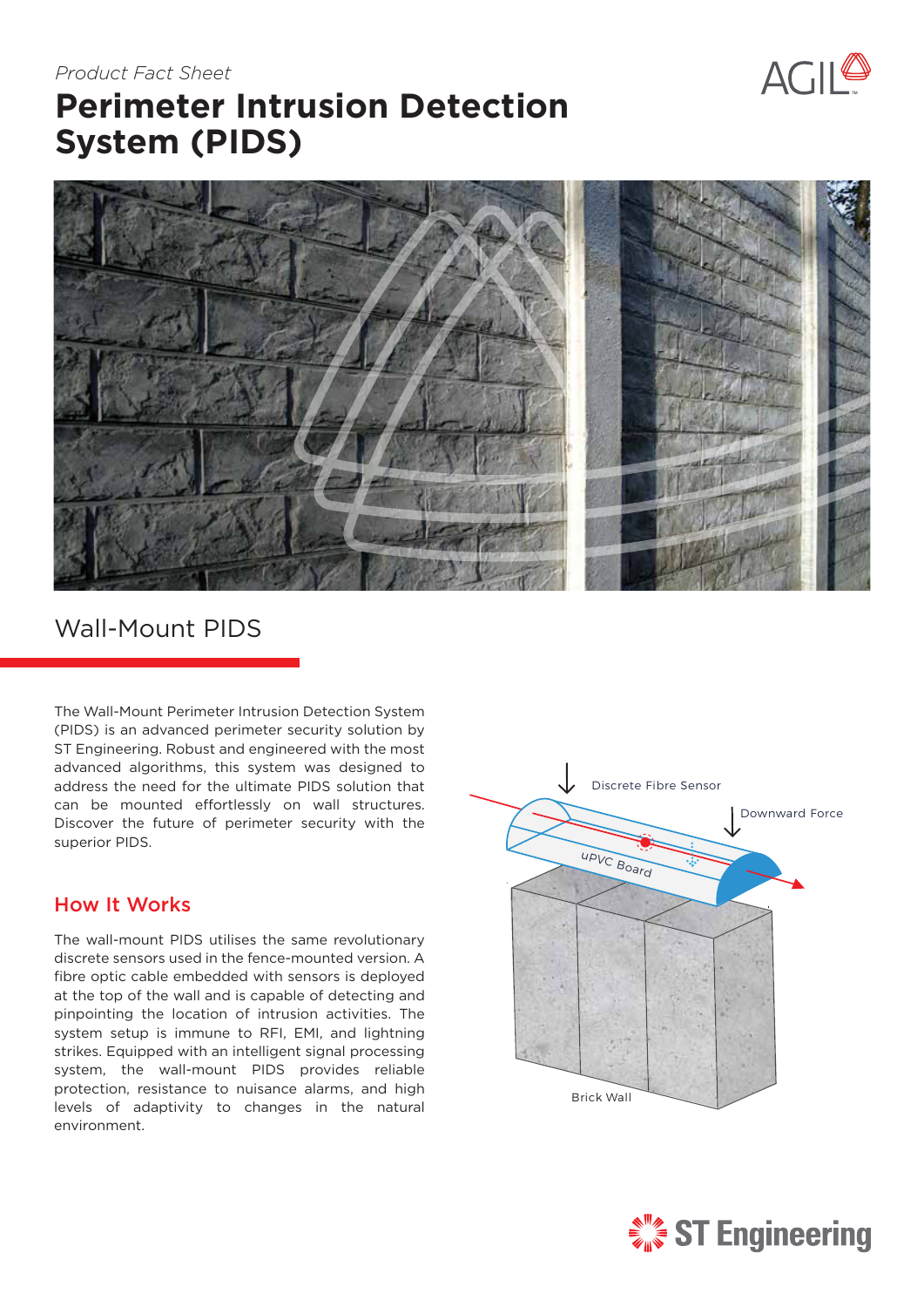*Product Fact Sheet*

# Perimeter Intrusion Detection System (PIDS)

## Wall-Mount PIDS

The Wall-Mount Perimeter Intrusion Detection System (PIDS) is an advanced perimeter security solution by ST Engineering. Robust and engineered with the most advanced algorithms, this system was designed to address the need for the ultimate PIDS solution that can be mounted effortlessly on wall structures. Discover the future of perimeter security with the superior PIDS.

### How It Works

The wall-mount PIDS utilises the same revolutionary discrete sensors used in the fence-mounted version. A fibre optic cable embedded with sensors is deployed at the top of the wall and is capable of detecting and pinpointing the location of intrusion activities. The system setup is immune to RFI, EMI, and lightning strikes. Equipped with an intelligent signal processing system, the wall-mount PIDS provides reliable protection, resistance to nuisance alarms, and high levels of adaptivity to changes in the natural environment.

Discrete Fibre Sensor

Downward Force

uPVC Board

Brick Wall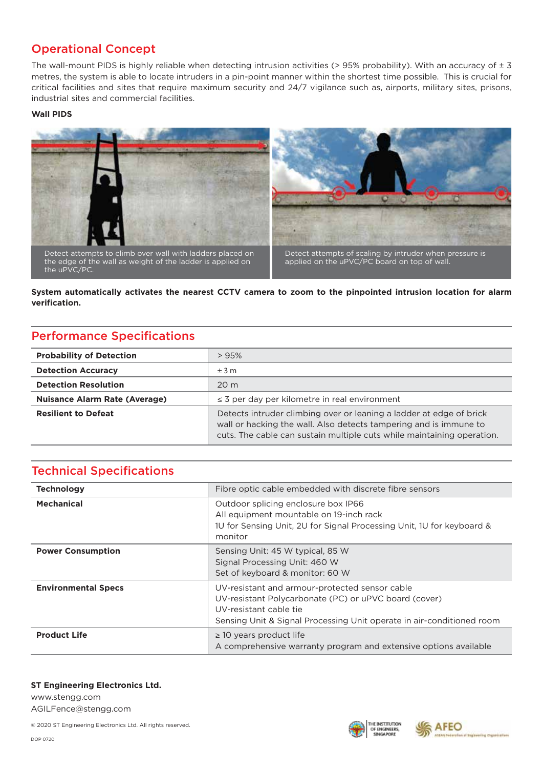## Operational Concept

The wall-mount PIDS is highly reliable when detecting intrusion activities (> 95% probability). With an accuracy of ± 3 metres, the system is able to locate intruders in a pin-point manner within the shortest time possible. This is crucial for critical facilities and sites that require maximum security and 24/7 vigilance such as, airports, military sites, prisons, industrial sites and commercial facilities.

**Wall PIDS**

Detect attempts to climb over wall with ladders placed on the edge of the wall as weight of the ladder is applied on the uPVC/PC.

Detect attempts of scaling by intruder when pressure is applied on the uPVC/PC board on top of wall.

**System automatically activates the nearest CCTV camera to zoom to the pinpointed intrusion location for alarm verification.**

## Performance Specifications

| | |
|---|---|
| **Probability of Detection** | > 95% |
| **Detection Accuracy** | ± 3 m |
| **Detection Resolution** | 20 m |
| **Nuisance Alarm Rate (Average)** | ≤ 3 per day per kilometre in real environment |
| **Resilient to Defeat** | Detects intruder climbing over or leaning a ladder at edge of brick wall or hacking the wall. Also detects tampering and is immune to cuts. The cable can sustain multiple cuts while maintaining operation. |

## Technical Specifications

| | |
|---|---|
| **Technology** | Fibre optic cable embedded with discrete fibre sensors |
| **Mechanical** | Outdoor splicing enclosure box IP66<br>All equipment mountable on 19-inch rack<br>1U for Sensing Unit, 2U for Signal Processing Unit, 1U for keyboard & monitor |
| **Power Consumption** | Sensing Unit: 45 W typical, 85 W<br>Signal Processing Unit: 460 W<br>Set of keyboard & monitor: 60 W |
| **Environmental Specs** | UV-resistant and armour-protected sensor cable<br>UV-resistant Polycarbonate (PC) or uPVC board (cover)<br>UV-resistant cable tie<br>Sensing Unit & Signal Processing Unit operate in air-conditioned room |
| **Product Life** | ≥ 10 years product life<br>A comprehensive warranty program and extensive options available |

**ST Engineering Electronics Ltd.**
www.stengg.com
AGILFence@stengg.com

© 2020 ST Engineering Electronics Ltd. All rights reserved.

DOP 0720